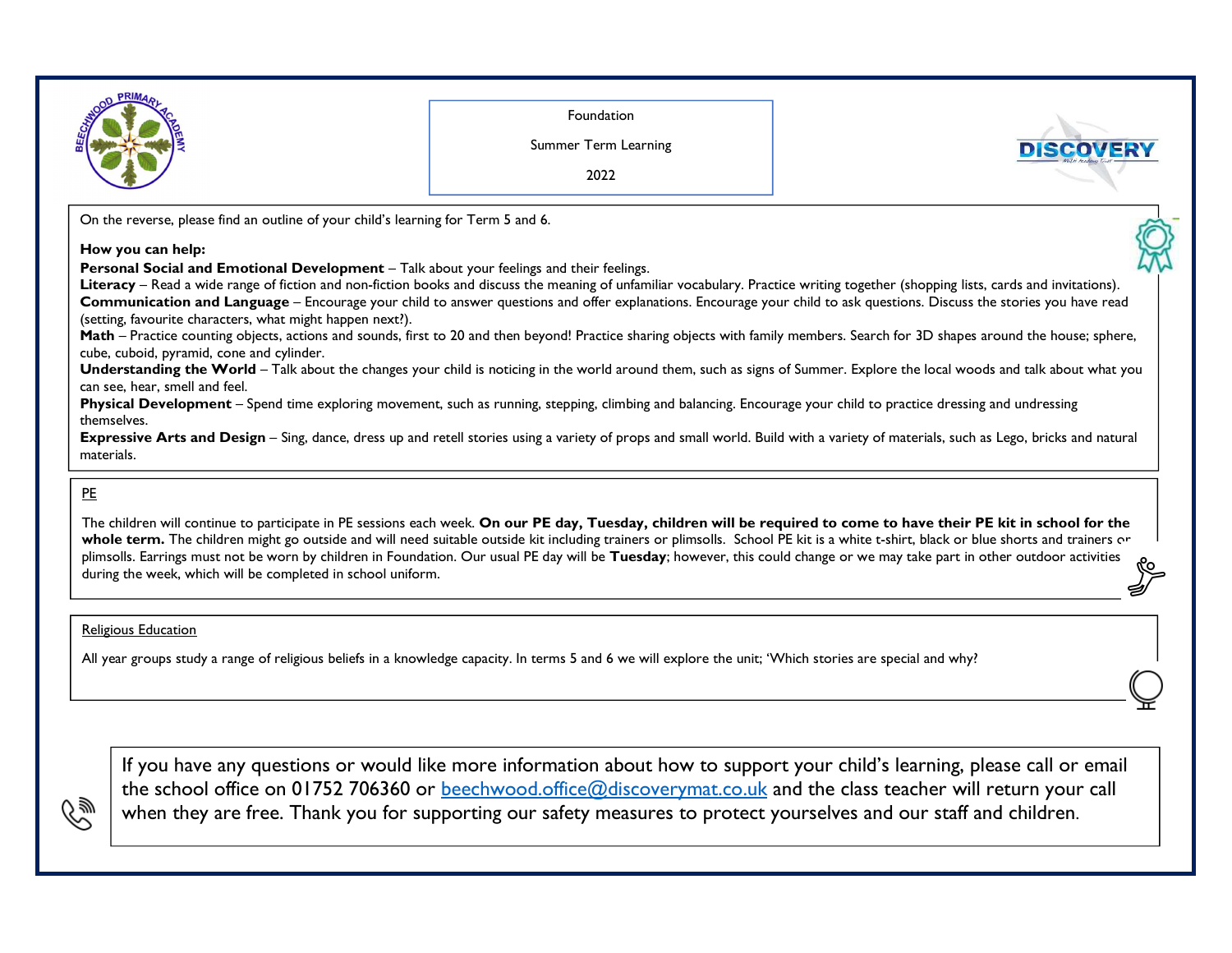# Foundation

## Summer Term Learning

## 2022

On the reverse, please find an outline of your child's learning for Term 5 and 6.

**How you can help:**

**Personal Social and Emotional Development** – Talk about your feelings and their feelings.

**Literacy** – Read a wide range of fiction and non-fiction books and discuss the meaning of unfamiliar vocabulary. Practice writing together (shopping lists, cards and invitations).

**Communication and Language** – Encourage your child to answer questions and offer explanations. Encourage your child to ask questions. Discuss the stories you have read (setting, favourite characters, what might happen next?).

**Math** – Practice counting objects, actions and sounds, first to 20 and then beyond! Practice sharing objects with family members. Search for 3D shapes around the house; sphere, cube, cuboid, pyramid, cone and cylinder.

**Understanding the World** – Talk about the changes your child is noticing in the world around them, such as signs of Summer. Explore the local woods and talk about what you can see, hear, smell and feel.

**Physical Development** – Spend time exploring movement, such as running, stepping, climbing and balancing. Encourage your child to practice dressing and undressing themselves.

**Expressive Arts and Design** – Sing, dance, dress up and retell stories using a variety of props and small world. Build with a variety of materials, such as Lego, bricks and natural materials.

## PE

The children will continue to participate in PE sessions each week. **On our PE day, Tuesday, children will be required to come to have their PE kit in school for the whole term.** The children might go outside and will need suitable outside kit including trainers or plimsolls. School PE kit is a white t-shirt, black or blue shorts and trainers or plimsolls. Earrings must not be worn by children in Foundation. Our usual PE day will be **Tuesday**; however, this could change or we may take part in other outdoor activities during the week, which will be completed in school uniform.

## Religious Education

All year groups study a range of religious beliefs in a knowledge capacity. In terms 5 and 6 we will explore the unit; 'Which stories are special and why?

If you have any questions or would like more information about how to support your child's learning, please call or email the school office on 01752 706360 or beechwood.office@discoverymat.co.uk and the class teacher will return your call when they are free. Thank you for supporting our safety measures to protect yourselves and our staff and children.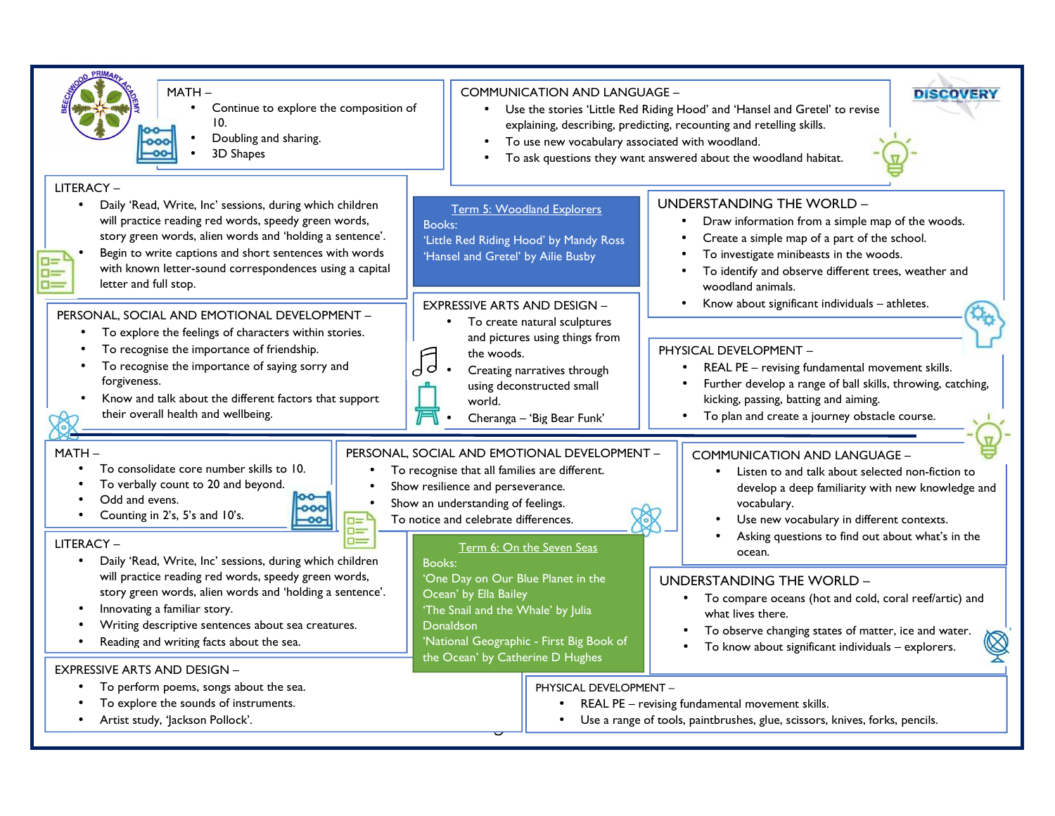## Term 5: Woodland Explorers

Books:
'Little Red Riding Hood' by Mandy Ross
'Hansel and Gretel' by Ailie Busby

### MATH –

- Continue to explore the composition of 10.
- Doubling and sharing.
- 3D Shapes

### COMMUNICATION AND LANGUAGE –

- Use the stories 'Little Red Riding Hood' and 'Hansel and Gretel' to revise explaining, describing, predicting, recounting and retelling skills.
- To use new vocabulary associated with woodland.
- To ask questions they want answered about the woodland habitat.

### LITERACY –

- Daily 'Read, Write, Inc' sessions, during which children will practice reading red words, speedy green words, story green words, alien words and 'holding a sentence'.
- Begin to write captions and short sentences with words with known letter-sound correspondences using a capital letter and full stop.

### UNDERSTANDING THE WORLD –

- Draw information from a simple map of the woods.
- Create a simple map of a part of the school.
- To investigate minibeasts in the woods.
- To identify and observe different trees, weather and woodland animals.
- Know about significant individuals – athletes.

### PERSONAL, SOCIAL AND EMOTIONAL DEVELOPMENT –

- To explore the feelings of characters within stories.
- To recognise the importance of friendship.
- To recognise the importance of saying sorry and forgiveness.
- Know and talk about the different factors that support their overall health and wellbeing.

### EXPRESSIVE ARTS AND DESIGN –

- To create natural sculptures and pictures using things from the woods.
- Creating narratives through using deconstructed small world.
- Cheranga – 'Big Bear Funk'

### PHYSICAL DEVELOPMENT –

- REAL PE – revising fundamental movement skills.
- Further develop a range of ball skills, throwing, catching, kicking, passing, batting and aiming.
- To plan and create a journey obstacle course.

## Term 6: On the Seven Seas

Books:
'One Day on Our Blue Planet in the Ocean' by Ella Bailey
'The Snail and the Whale' by Julia Donaldson
'National Geographic - First Big Book of the Ocean' by Catherine D Hughes

### MATH –

- To consolidate core number skills to 10.
- To verbally count to 20 and beyond.
- Odd and evens.
- Counting in 2's, 5's and 10's.

### PERSONAL, SOCIAL AND EMOTIONAL DEVELOPMENT –

- To recognise that all families are different.
- Show resilience and perseverance.
- Show an understanding of feelings.
- To notice and celebrate differences.

### COMMUNICATION AND LANGUAGE –

- Listen to and talk about selected non-fiction to develop a deep familiarity with new knowledge and vocabulary.
- Use new vocabulary in different contexts.
- Asking questions to find out about what's in the ocean.

### LITERACY –

- Daily 'Read, Write, Inc' sessions, during which children will practice reading red words, speedy green words, story green words, alien words and 'holding a sentence'.
- Innovating a familiar story.
- Writing descriptive sentences about sea creatures.
- Reading and writing facts about the sea.

### UNDERSTANDING THE WORLD –

- To compare oceans (hot and cold, coral reef/artic) and what lives there.
- To observe changing states of matter, ice and water.
- To know about significant individuals – explorers.

### EXPRESSIVE ARTS AND DESIGN –

- To perform poems, songs about the sea.
- To explore the sounds of instruments.
- Artist study, 'Jackson Pollock'.

### PHYSICAL DEVELOPMENT –

- REAL PE – revising fundamental movement skills.
- Use a range of tools, paintbrushes, glue, scissors, knives, forks, pencils.